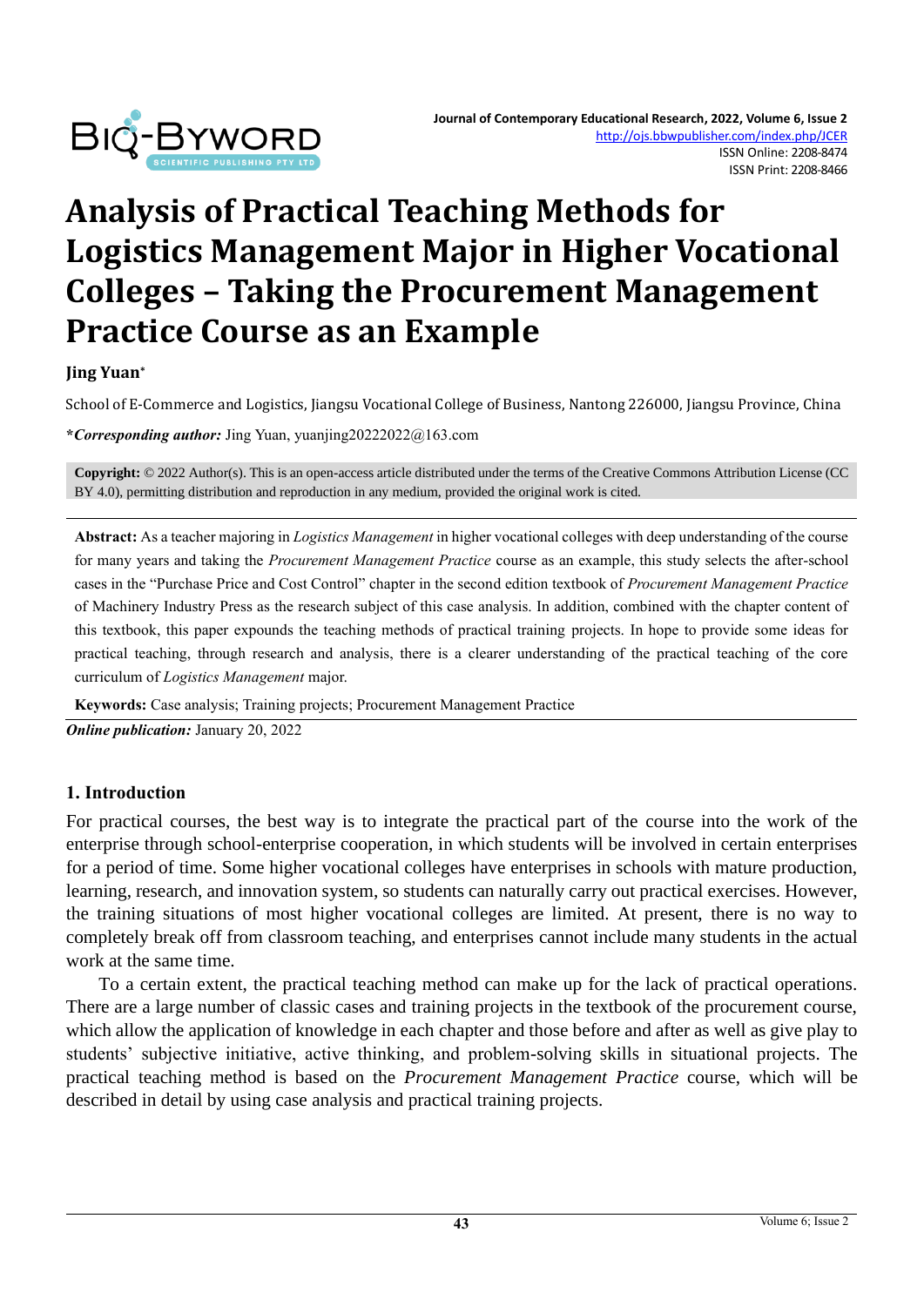# Analysis of Practical Teaching Methods for Logistics Management Major in Higher Vocational Colleges – Taking the Procurement Management Practice Course as an Example

**Jing Yuan***

School of E-Commerce and Logistics, Jiangsu Vocational College of Business, Nantong 226000, Jiangsu Province, China

****Corresponding author:*** Jing Yuan, yuanjing20222022@163.com

**Copyright:** © 2022 Author(s). This is an open-access article distributed under the terms of the Creative Commons Attribution License (CC BY 4.0), permitting distribution and reproduction in any medium, provided the original work is cited.

**Abstract:** As a teacher majoring in *Logistics Management* in higher vocational colleges with deep understanding of the course for many years and taking the *Procurement Management Practice* course as an example, this study selects the after-school cases in the "Purchase Price and Cost Control" chapter in the second edition textbook of *Procurement Management Practice* of Machinery Industry Press as the research subject of this case analysis. In addition, combined with the chapter content of this textbook, this paper expounds the teaching methods of practical training projects. In hope to provide some ideas for practical teaching, through research and analysis, there is a clearer understanding of the practical teaching of the core curriculum of *Logistics Management* major.

**Keywords:** Case analysis; Training projects; Procurement Management Practice

***Online publication:*** January 20, 2022

## 1. Introduction

For practical courses, the best way is to integrate the practical part of the course into the work of the enterprise through school-enterprise cooperation, in which students will be involved in certain enterprises for a period of time. Some higher vocational colleges have enterprises in schools with mature production, learning, research, and innovation system, so students can naturally carry out practical exercises. However, the training situations of most higher vocational colleges are limited. At present, there is no way to completely break off from classroom teaching, and enterprises cannot include many students in the actual work at the same time.

To a certain extent, the practical teaching method can make up for the lack of practical operations. There are a large number of classic cases and training projects in the textbook of the procurement course, which allow the application of knowledge in each chapter and those before and after as well as give play to students' subjective initiative, active thinking, and problem-solving skills in situational projects. The practical teaching method is based on the *Procurement Management Practice* course, which will be described in detail by using case analysis and practical training projects.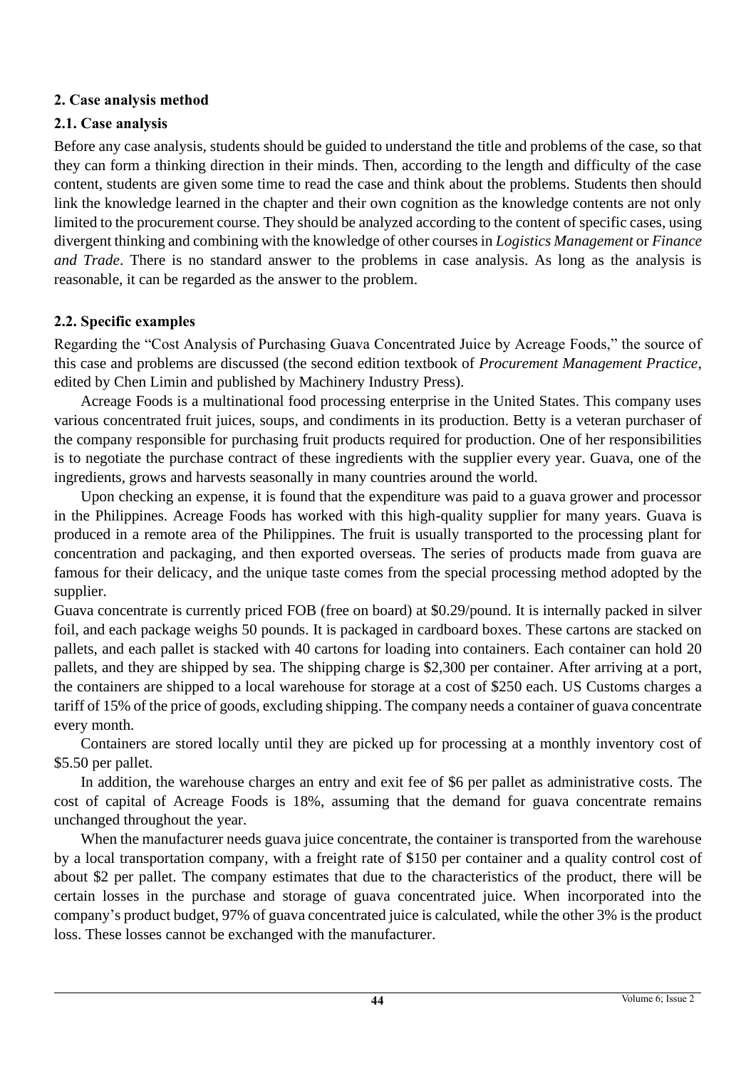## 2. Case analysis method

### 2.1. Case analysis

Before any case analysis, students should be guided to understand the title and problems of the case, so that they can form a thinking direction in their minds. Then, according to the length and difficulty of the case content, students are given some time to read the case and think about the problems. Students then should link the knowledge learned in the chapter and their own cognition as the knowledge contents are not only limited to the procurement course. They should be analyzed according to the content of specific cases, using divergent thinking and combining with the knowledge of other courses in *Logistics Management* or *Finance and Trade*. There is no standard answer to the problems in case analysis. As long as the analysis is reasonable, it can be regarded as the answer to the problem.

### 2.2. Specific examples

Regarding the "Cost Analysis of Purchasing Guava Concentrated Juice by Acreage Foods," the source of this case and problems are discussed (the second edition textbook of *Procurement Management Practice*, edited by Chen Limin and published by Machinery Industry Press).

Acreage Foods is a multinational food processing enterprise in the United States. This company uses various concentrated fruit juices, soups, and condiments in its production. Betty is a veteran purchaser of the company responsible for purchasing fruit products required for production. One of her responsibilities is to negotiate the purchase contract of these ingredients with the supplier every year. Guava, one of the ingredients, grows and harvests seasonally in many countries around the world.

Upon checking an expense, it is found that the expenditure was paid to a guava grower and processor in the Philippines. Acreage Foods has worked with this high-quality supplier for many years. Guava is produced in a remote area of the Philippines. The fruit is usually transported to the processing plant for concentration and packaging, and then exported overseas. The series of products made from guava are famous for their delicacy, and the unique taste comes from the special processing method adopted by the supplier.

Guava concentrate is currently priced FOB (free on board) at $0.29/pound. It is internally packed in silver foil, and each package weighs 50 pounds. It is packaged in cardboard boxes. These cartons are stacked on pallets, and each pallet is stacked with 40 cartons for loading into containers. Each container can hold 20 pallets, and they are shipped by sea. The shipping charge is $2,300 per container. After arriving at a port, the containers are shipped to a local warehouse for storage at a cost of $250 each. US Customs charges a tariff of 15% of the price of goods, excluding shipping. The company needs a container of guava concentrate every month.

Containers are stored locally until they are picked up for processing at a monthly inventory cost of $5.50 per pallet.

In addition, the warehouse charges an entry and exit fee of $6 per pallet as administrative costs. The cost of capital of Acreage Foods is 18%, assuming that the demand for guava concentrate remains unchanged throughout the year.

When the manufacturer needs guava juice concentrate, the container is transported from the warehouse by a local transportation company, with a freight rate of $150 per container and a quality control cost of about $2 per pallet. The company estimates that due to the characteristics of the product, there will be certain losses in the purchase and storage of guava concentrated juice. When incorporated into the company's product budget, 97% of guava concentrated juice is calculated, while the other 3% is the product loss. These losses cannot be exchanged with the manufacturer.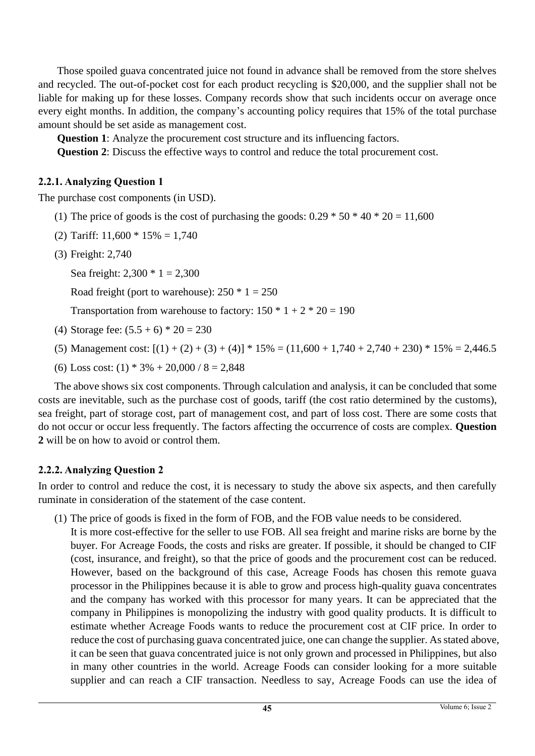Those spoiled guava concentrated juice not found in advance shall be removed from the store shelves and recycled. The out-of-pocket cost for each product recycling is $20,000, and the supplier shall not be liable for making up for these losses. Company records show that such incidents occur on average once every eight months. In addition, the company's accounting policy requires that 15% of the total purchase amount should be set aside as management cost.

**Question 1**: Analyze the procurement cost structure and its influencing factors.

**Question 2**: Discuss the effective ways to control and reduce the total procurement cost.

### 2.2.1. Analyzing Question 1

The purchase cost components (in USD).

(1) The price of goods is the cost of purchasing the goods: 0.29 * 50 * 40 * 20 = 11,600

(2) Tariff: 11,600 * 15% = 1,740

(3) Freight: 2,740

Sea freight: 2,300 * 1 = 2,300

Road freight (port to warehouse): 250 * 1 = 250

Transportation from warehouse to factory: 150 * 1 + 2 * 20 = 190

(4) Storage fee: (5.5 + 6) * 20 = 230

(5) Management cost: [(1) + (2) + (3) + (4)] * 15% = (11,600 + 1,740 + 2,740 + 230) * 15% = 2,446.5

(6) Loss cost: (1) * 3% + 20,000 / 8 = 2,848

The above shows six cost components. Through calculation and analysis, it can be concluded that some costs are inevitable, such as the purchase cost of goods, tariff (the cost ratio determined by the customs), sea freight, part of storage cost, part of management cost, and part of loss cost. There are some costs that do not occur or occur less frequently. The factors affecting the occurrence of costs are complex. **Question 2** will be on how to avoid or control them.

### 2.2.2. Analyzing Question 2

In order to control and reduce the cost, it is necessary to study the above six aspects, and then carefully ruminate in consideration of the statement of the case content.

(1) The price of goods is fixed in the form of FOB, and the FOB value needs to be considered. It is more cost-effective for the seller to use FOB. All sea freight and marine risks are borne by the buyer. For Acreage Foods, the costs and risks are greater. If possible, it should be changed to CIF (cost, insurance, and freight), so that the price of goods and the procurement cost can be reduced. However, based on the background of this case, Acreage Foods has chosen this remote guava processor in the Philippines because it is able to grow and process high-quality guava concentrates and the company has worked with this processor for many years. It can be appreciated that the company in Philippines is monopolizing the industry with good quality products. It is difficult to estimate whether Acreage Foods wants to reduce the procurement cost at CIF price. In order to reduce the cost of purchasing guava concentrated juice, one can change the supplier. As stated above, it can be seen that guava concentrated juice is not only grown and processed in Philippines, but also in many other countries in the world. Acreage Foods can consider looking for a more suitable supplier and can reach a CIF transaction. Needless to say, Acreage Foods can use the idea of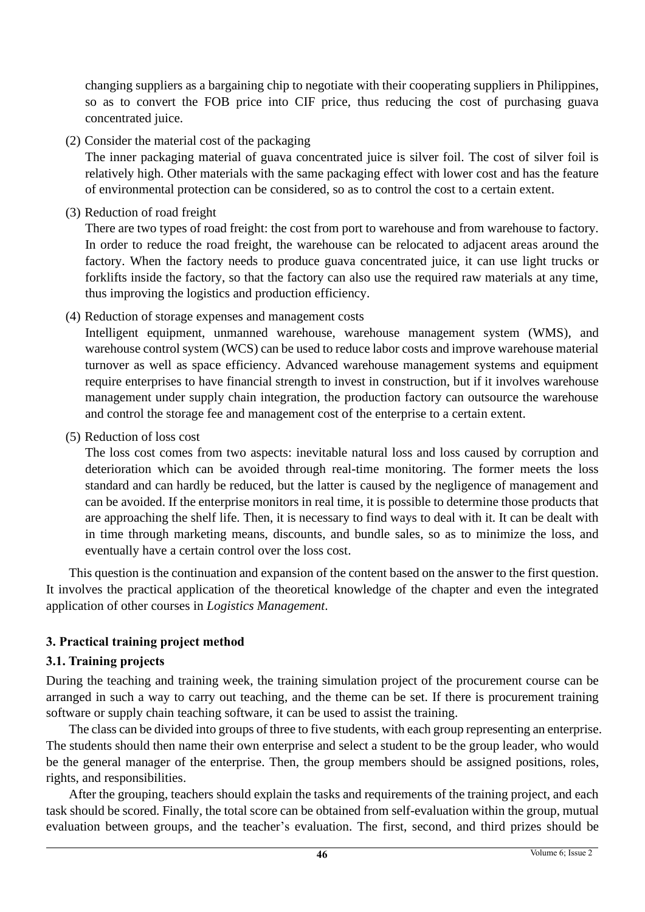changing suppliers as a bargaining chip to negotiate with their cooperating suppliers in Philippines, so as to convert the FOB price into CIF price, thus reducing the cost of purchasing guava concentrated juice.

(2) Consider the material cost of the packaging

The inner packaging material of guava concentrated juice is silver foil. The cost of silver foil is relatively high. Other materials with the same packaging effect with lower cost and has the feature of environmental protection can be considered, so as to control the cost to a certain extent.

(3) Reduction of road freight

There are two types of road freight: the cost from port to warehouse and from warehouse to factory. In order to reduce the road freight, the warehouse can be relocated to adjacent areas around the factory. When the factory needs to produce guava concentrated juice, it can use light trucks or forklifts inside the factory, so that the factory can also use the required raw materials at any time, thus improving the logistics and production efficiency.

(4) Reduction of storage expenses and management costs

Intelligent equipment, unmanned warehouse, warehouse management system (WMS), and warehouse control system (WCS) can be used to reduce labor costs and improve warehouse material turnover as well as space efficiency. Advanced warehouse management systems and equipment require enterprises to have financial strength to invest in construction, but if it involves warehouse management under supply chain integration, the production factory can outsource the warehouse and control the storage fee and management cost of the enterprise to a certain extent.

(5) Reduction of loss cost

The loss cost comes from two aspects: inevitable natural loss and loss caused by corruption and deterioration which can be avoided through real-time monitoring. The former meets the loss standard and can hardly be reduced, but the latter is caused by the negligence of management and can be avoided. If the enterprise monitors in real time, it is possible to determine those products that are approaching the shelf life. Then, it is necessary to find ways to deal with it. It can be dealt with in time through marketing means, discounts, and bundle sales, so as to minimize the loss, and eventually have a certain control over the loss cost.

This question is the continuation and expansion of the content based on the answer to the first question. It involves the practical application of the theoretical knowledge of the chapter and even the integrated application of other courses in *Logistics Management*.

### 3. Practical training project method

### 3.1. Training projects

During the teaching and training week, the training simulation project of the procurement course can be arranged in such a way to carry out teaching, and the theme can be set. If there is procurement training software or supply chain teaching software, it can be used to assist the training.

The class can be divided into groups of three to five students, with each group representing an enterprise. The students should then name their own enterprise and select a student to be the group leader, who would be the general manager of the enterprise. Then, the group members should be assigned positions, roles, rights, and responsibilities.

After the grouping, teachers should explain the tasks and requirements of the training project, and each task should be scored. Finally, the total score can be obtained from self-evaluation within the group, mutual evaluation between groups, and the teacher's evaluation. The first, second, and third prizes should be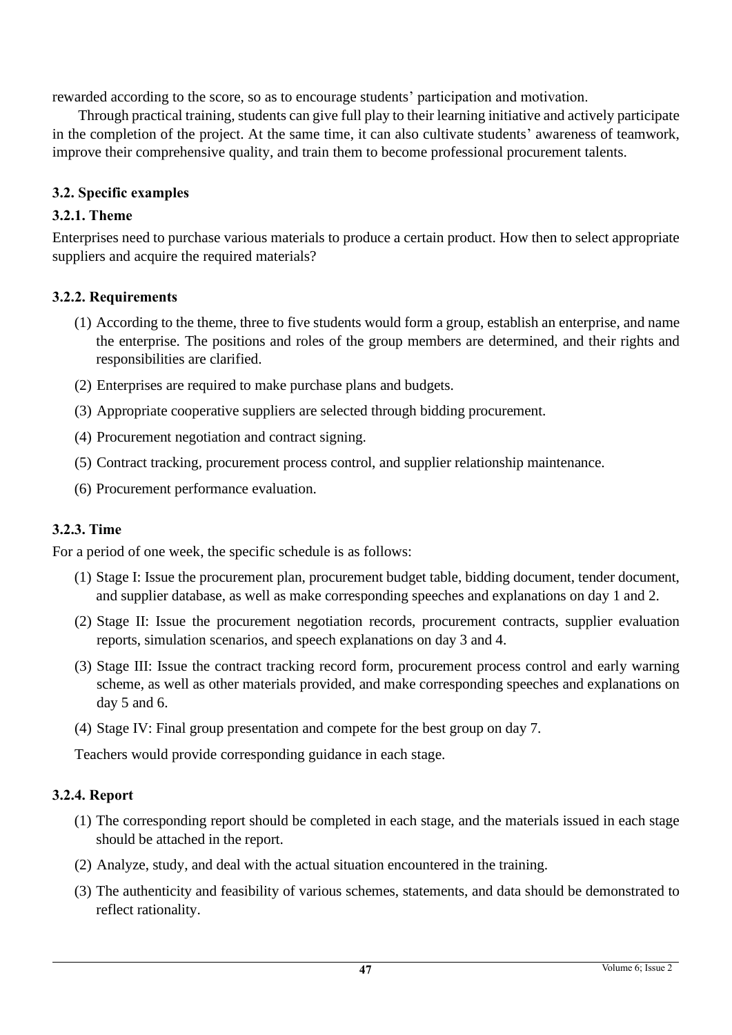rewarded according to the score, so as to encourage students' participation and motivation.

Through practical training, students can give full play to their learning initiative and actively participate in the completion of the project. At the same time, it can also cultivate students' awareness of teamwork, improve their comprehensive quality, and train them to become professional procurement talents.

### 3.2. Specific examples

#### 3.2.1. Theme

Enterprises need to purchase various materials to produce a certain product. How then to select appropriate suppliers and acquire the required materials?

#### 3.2.2. Requirements

(1) According to the theme, three to five students would form a group, establish an enterprise, and name the enterprise. The positions and roles of the group members are determined, and their rights and responsibilities are clarified.

(2) Enterprises are required to make purchase plans and budgets.

(3) Appropriate cooperative suppliers are selected through bidding procurement.

(4) Procurement negotiation and contract signing.

(5) Contract tracking, procurement process control, and supplier relationship maintenance.

(6) Procurement performance evaluation.

#### 3.2.3. Time

For a period of one week, the specific schedule is as follows:

(1) Stage I: Issue the procurement plan, procurement budget table, bidding document, tender document, and supplier database, as well as make corresponding speeches and explanations on day 1 and 2.

(2) Stage II: Issue the procurement negotiation records, procurement contracts, supplier evaluation reports, simulation scenarios, and speech explanations on day 3 and 4.

(3) Stage III: Issue the contract tracking record form, procurement process control and early warning scheme, as well as other materials provided, and make corresponding speeches and explanations on day 5 and 6.

(4) Stage IV: Final group presentation and compete for the best group on day 7.

Teachers would provide corresponding guidance in each stage.

#### 3.2.4. Report

(1) The corresponding report should be completed in each stage, and the materials issued in each stage should be attached in the report.

(2) Analyze, study, and deal with the actual situation encountered in the training.

(3) The authenticity and feasibility of various schemes, statements, and data should be demonstrated to reflect rationality.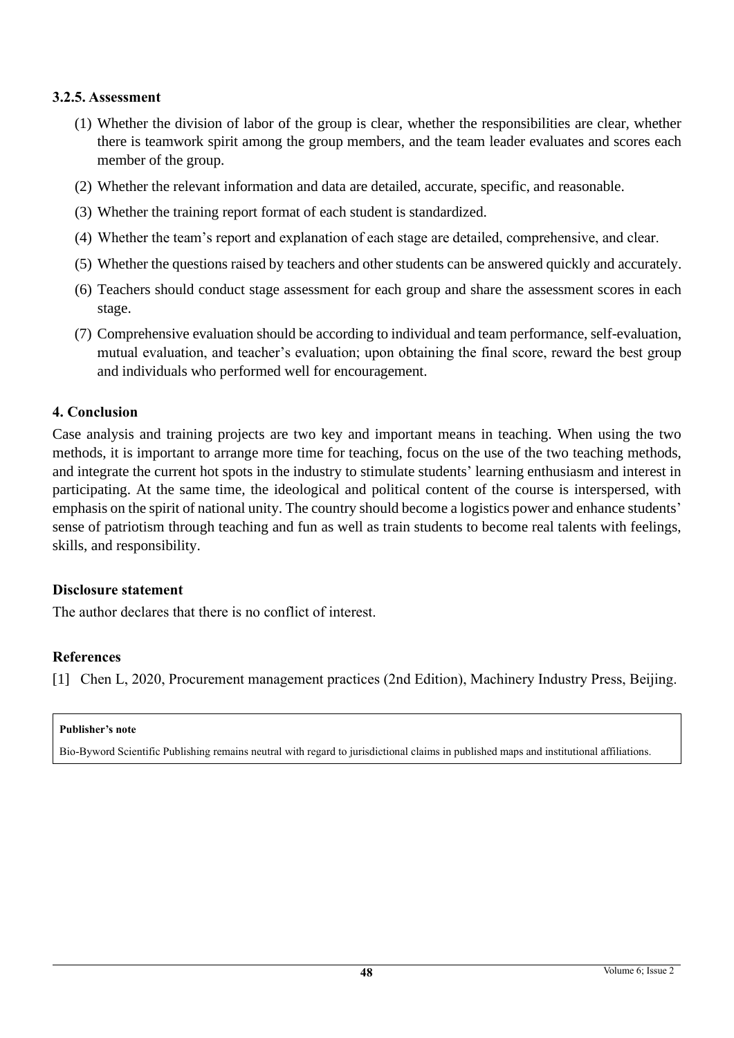#### 3.2.5. Assessment

(1) Whether the division of labor of the group is clear, whether the responsibilities are clear, whether there is teamwork spirit among the group members, and the team leader evaluates and scores each member of the group.

(2) Whether the relevant information and data are detailed, accurate, specific, and reasonable.

(3) Whether the training report format of each student is standardized.

(4) Whether the team's report and explanation of each stage are detailed, comprehensive, and clear.

(5) Whether the questions raised by teachers and other students can be answered quickly and accurately.

(6) Teachers should conduct stage assessment for each group and share the assessment scores in each stage.

(7) Comprehensive evaluation should be according to individual and team performance, self-evaluation, mutual evaluation, and teacher's evaluation; upon obtaining the final score, reward the best group and individuals who performed well for encouragement.

## 4. Conclusion

Case analysis and training projects are two key and important means in teaching. When using the two methods, it is important to arrange more time for teaching, focus on the use of the two teaching methods, and integrate the current hot spots in the industry to stimulate students' learning enthusiasm and interest in participating. At the same time, the ideological and political content of the course is interspersed, with emphasis on the spirit of national unity. The country should become a logistics power and enhance students' sense of patriotism through teaching and fun as well as train students to become real talents with feelings, skills, and responsibility.

## Disclosure statement

The author declares that there is no conflict of interest.

## References

[1] Chen L, 2020, Procurement management practices (2nd Edition), Machinery Industry Press, Beijing.

**Publisher's note**

Bio-Byword Scientific Publishing remains neutral with regard to jurisdictional claims in published maps and institutional affiliations.